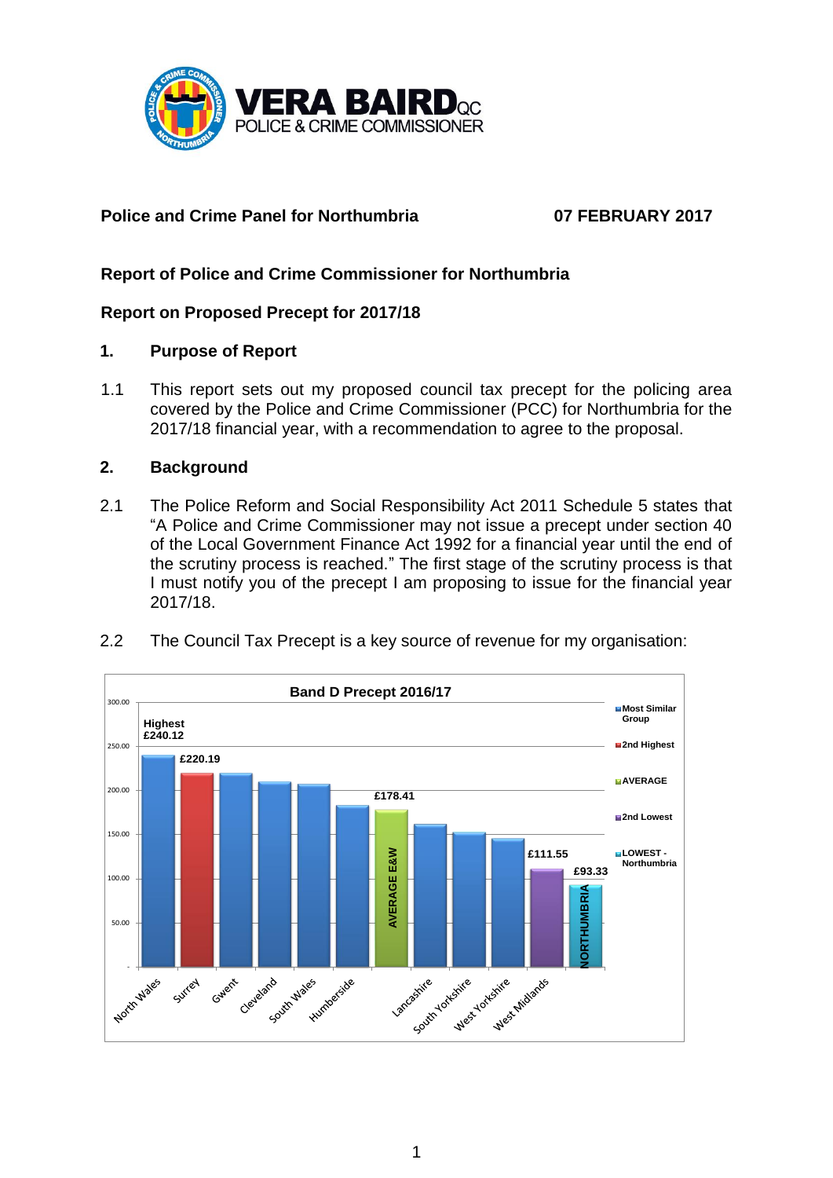**VERA BAIRD QC**
**POLICE & CRIME COMMISSIONER**

**Police and Crime Panel for Northumbria** **07 FEBRUARY 2017**

**Report of Police and Crime Commissioner for Northumbria**

**Report on Proposed Precept for 2017/18**

## 1. Purpose of Report

1.1 This report sets out my proposed council tax precept for the policing area covered by the Police and Crime Commissioner (PCC) for Northumbria for the 2017/18 financial year, with a recommendation to agree to the proposal.

## 2. Background

2.1 The Police Reform and Social Responsibility Act 2011 Schedule 5 states that "A Police and Crime Commissioner may not issue a precept under section 40 of the Local Government Finance Act 1992 for a financial year until the end of the scrutiny process is reached." The first stage of the scrutiny process is that I must notify you of the precept I am proposing to issue for the financial year 2017/18.

2.2 The Council Tax Precept is a key source of revenue for my organisation:

**Band D Precept 2016/17**

| Force | Band D Precept (£) | Category |
|---|---|---|
| North Wales | 240.12 (Highest) | Most Similar Group |
| Surrey | 220.19 | 2nd Highest |
| Gwent | | Most Similar Group |
| Cleveland | | Most Similar Group |
| South Wales | | Most Similar Group |
| Humberside | | Most Similar Group |
| AVERAGE E&W | 178.41 | AVERAGE |
| Lancashire | | Most Similar Group |
| South Yorkshire | | Most Similar Group |
| West Yorkshire | | Most Similar Group |
| West Midlands | 111.55 | 2nd Lowest |
| NORTHUMBRIA | 93.33 | LOWEST - Northumbria |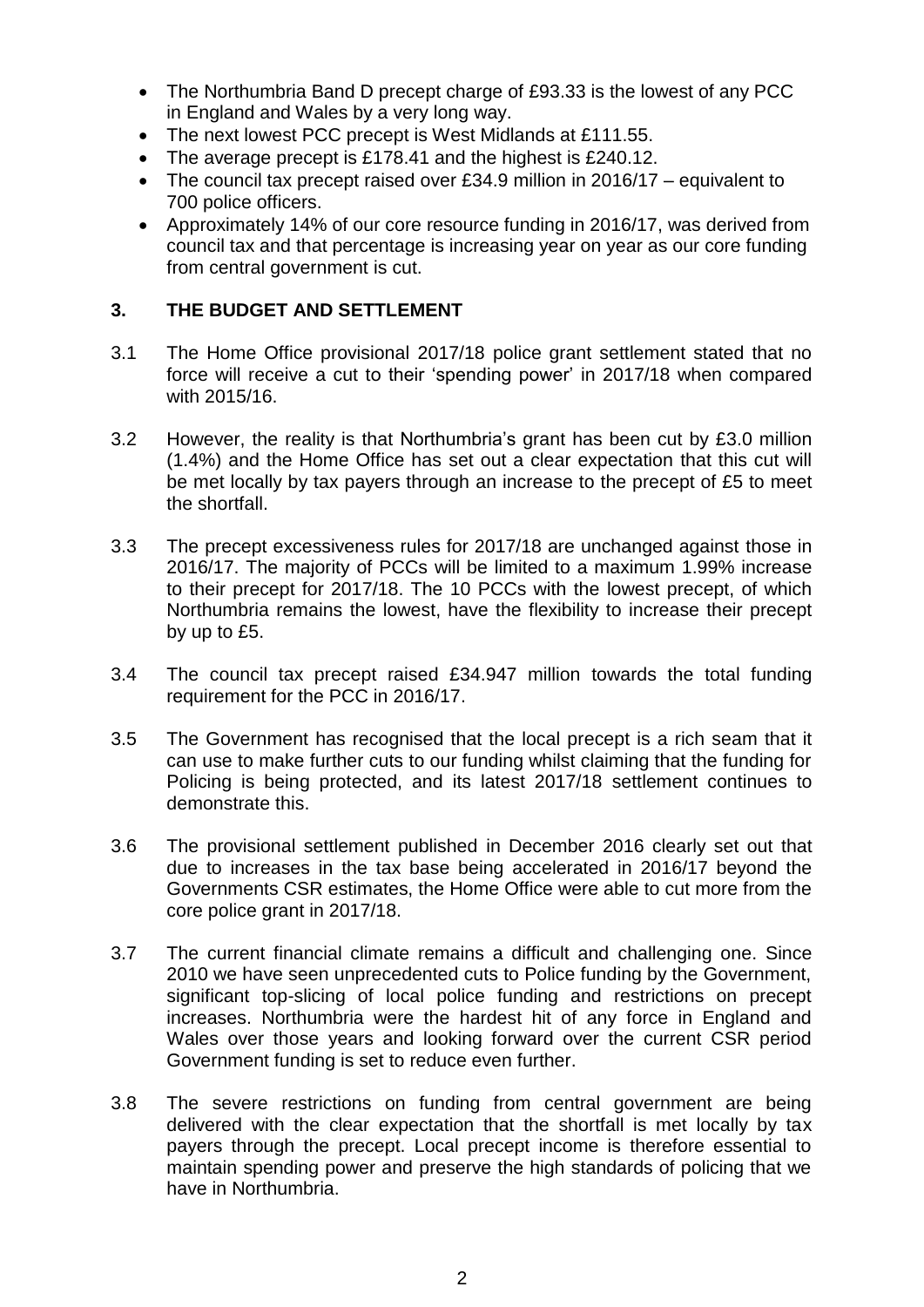- The Northumbria Band D precept charge of £93.33 is the lowest of any PCC in England and Wales by a very long way.
- The next lowest PCC precept is West Midlands at £111.55.
- The average precept is £178.41 and the highest is £240.12.
- The council tax precept raised over £34.9 million in 2016/17 – equivalent to 700 police officers.
- Approximately 14% of our core resource funding in 2016/17, was derived from council tax and that percentage is increasing year on year as our core funding from central government is cut.

## 3. THE BUDGET AND SETTLEMENT

3.1 The Home Office provisional 2017/18 police grant settlement stated that no force will receive a cut to their 'spending power' in 2017/18 when compared with 2015/16.

3.2 However, the reality is that Northumbria's grant has been cut by £3.0 million (1.4%) and the Home Office has set out a clear expectation that this cut will be met locally by tax payers through an increase to the precept of £5 to meet the shortfall.

3.3 The precept excessiveness rules for 2017/18 are unchanged against those in 2016/17. The majority of PCCs will be limited to a maximum 1.99% increase to their precept for 2017/18. The 10 PCCs with the lowest precept, of which Northumbria remains the lowest, have the flexibility to increase their precept by up to £5.

3.4 The council tax precept raised £34.947 million towards the total funding requirement for the PCC in 2016/17.

3.5 The Government has recognised that the local precept is a rich seam that it can use to make further cuts to our funding whilst claiming that the funding for Policing is being protected, and its latest 2017/18 settlement continues to demonstrate this.

3.6 The provisional settlement published in December 2016 clearly set out that due to increases in the tax base being accelerated in 2016/17 beyond the Governments CSR estimates, the Home Office were able to cut more from the core police grant in 2017/18.

3.7 The current financial climate remains a difficult and challenging one. Since 2010 we have seen unprecedented cuts to Police funding by the Government, significant top-slicing of local police funding and restrictions on precept increases. Northumbria were the hardest hit of any force in England and Wales over those years and looking forward over the current CSR period Government funding is set to reduce even further.

3.8 The severe restrictions on funding from central government are being delivered with the clear expectation that the shortfall is met locally by tax payers through the precept. Local precept income is therefore essential to maintain spending power and preserve the high standards of policing that we have in Northumbria.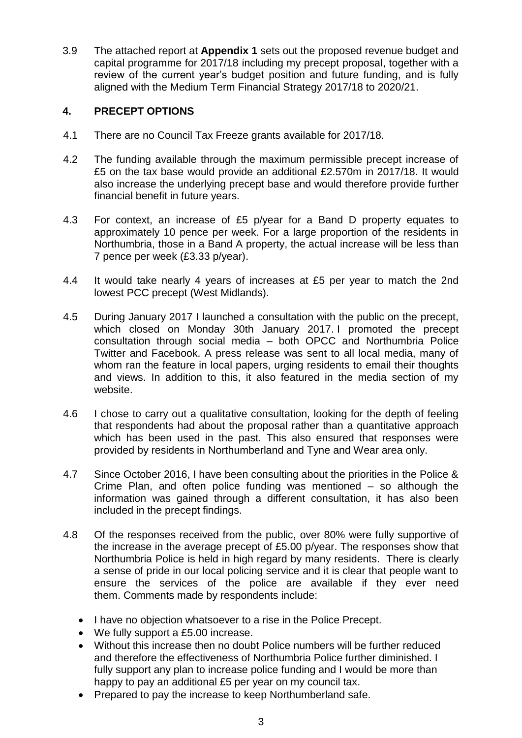3.9 The attached report at **Appendix 1** sets out the proposed revenue budget and capital programme for 2017/18 including my precept proposal, together with a review of the current year's budget position and future funding, and is fully aligned with the Medium Term Financial Strategy 2017/18 to 2020/21.

## 4. PRECEPT OPTIONS

4.1 There are no Council Tax Freeze grants available for 2017/18.

4.2 The funding available through the maximum permissible precept increase of £5 on the tax base would provide an additional £2.570m in 2017/18. It would also increase the underlying precept base and would therefore provide further financial benefit in future years.

4.3 For context, an increase of £5 p/year for a Band D property equates to approximately 10 pence per week. For a large proportion of the residents in Northumbria, those in a Band A property, the actual increase will be less than 7 pence per week (£3.33 p/year).

4.4 It would take nearly 4 years of increases at £5 per year to match the 2nd lowest PCC precept (West Midlands).

4.5 During January 2017 I launched a consultation with the public on the precept, which closed on Monday 30th January 2017. I promoted the precept consultation through social media – both OPCC and Northumbria Police Twitter and Facebook. A press release was sent to all local media, many of whom ran the feature in local papers, urging residents to email their thoughts and views. In addition to this, it also featured in the media section of my website.

4.6 I chose to carry out a qualitative consultation, looking for the depth of feeling that respondents had about the proposal rather than a quantitative approach which has been used in the past. This also ensured that responses were provided by residents in Northumberland and Tyne and Wear area only.

4.7 Since October 2016, I have been consulting about the priorities in the Police & Crime Plan, and often police funding was mentioned – so although the information was gained through a different consultation, it has also been included in the precept findings.

4.8 Of the responses received from the public, over 80% were fully supportive of the increase in the average precept of £5.00 p/year. The responses show that Northumbria Police is held in high regard by many residents. There is clearly a sense of pride in our local policing service and it is clear that people want to ensure the services of the police are available if they ever need them. Comments made by respondents include:

- I have no objection whatsoever to a rise in the Police Precept.
- We fully support a £5.00 increase.
- Without this increase then no doubt Police numbers will be further reduced and therefore the effectiveness of Northumbria Police further diminished. I fully support any plan to increase police funding and I would be more than happy to pay an additional £5 per year on my council tax.
- Prepared to pay the increase to keep Northumberland safe.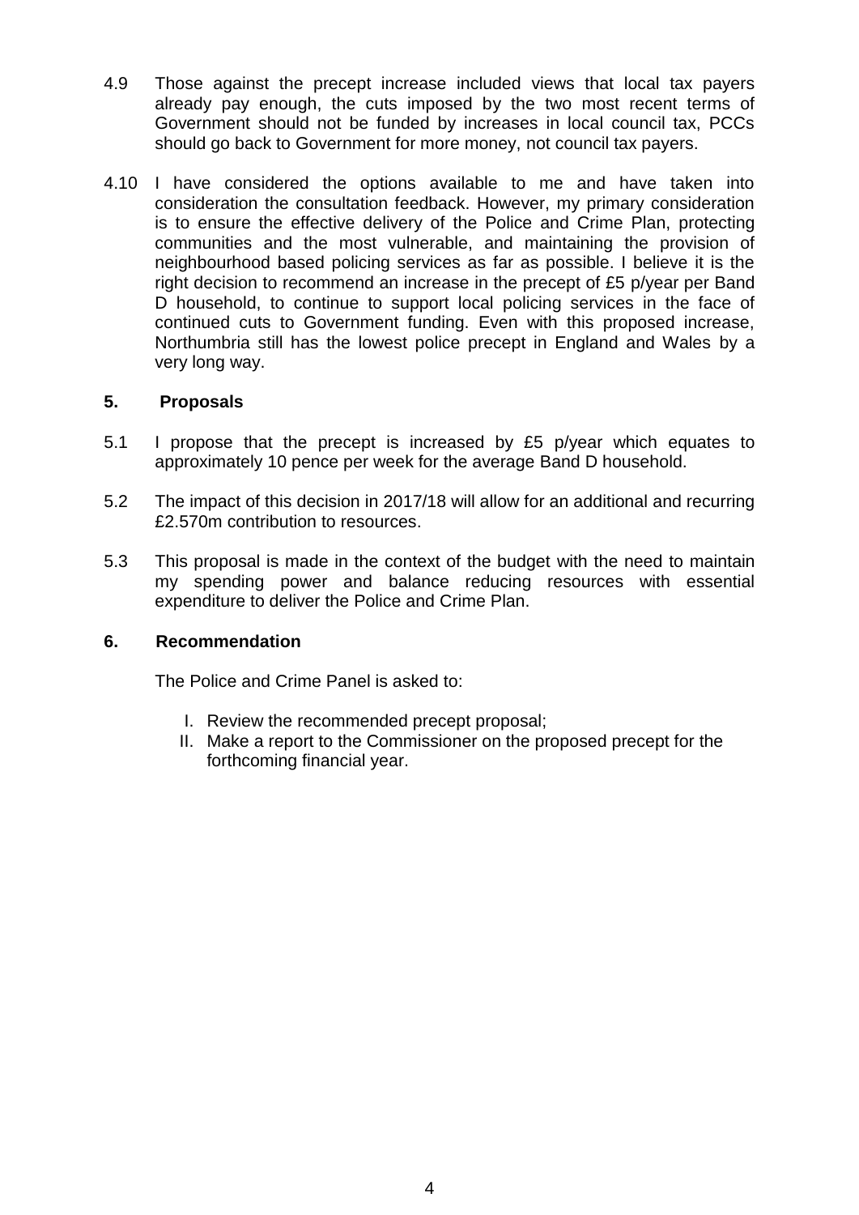4.9 Those against the precept increase included views that local tax payers already pay enough, the cuts imposed by the two most recent terms of Government should not be funded by increases in local council tax, PCCs should go back to Government for more money, not council tax payers.

4.10 I have considered the options available to me and have taken into consideration the consultation feedback. However, my primary consideration is to ensure the effective delivery of the Police and Crime Plan, protecting communities and the most vulnerable, and maintaining the provision of neighbourhood based policing services as far as possible. I believe it is the right decision to recommend an increase in the precept of £5 p/year per Band D household, to continue to support local policing services in the face of continued cuts to Government funding. Even with this proposed increase, Northumbria still has the lowest police precept in England and Wales by a very long way.

## 5. Proposals

5.1 I propose that the precept is increased by £5 p/year which equates to approximately 10 pence per week for the average Band D household.

5.2 The impact of this decision in 2017/18 will allow for an additional and recurring £2.570m contribution to resources.

5.3 This proposal is made in the context of the budget with the need to maintain my spending power and balance reducing resources with essential expenditure to deliver the Police and Crime Plan.

## 6. Recommendation

The Police and Crime Panel is asked to:

I. Review the recommended precept proposal;
II. Make a report to the Commissioner on the proposed precept for the forthcoming financial year.